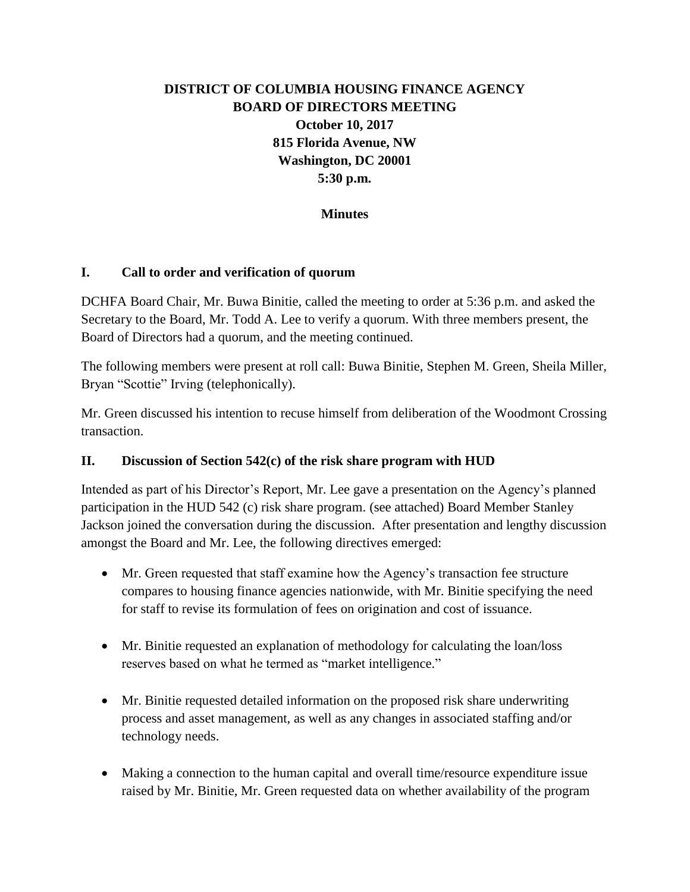# DISTRICT OF COLUMBIA HOUSING FINANCE AGENCY
## BOARD OF DIRECTORS MEETING

**October 10, 2017**
**815 Florida Avenue, NW**
**Washington, DC 20001**
**5:30 p.m.**

**Minutes**

### I. Call to order and verification of quorum

DCHFA Board Chair, Mr. Buwa Binitie, called the meeting to order at 5:36 p.m. and asked the Secretary to the Board, Mr. Todd A. Lee to verify a quorum. With three members present, the Board of Directors had a quorum, and the meeting continued.

The following members were present at roll call: Buwa Binitie, Stephen M. Green, Sheila Miller, Bryan "Scottie" Irving (telephonically).

Mr. Green discussed his intention to recuse himself from deliberation of the Woodmont Crossing transaction.

### II. Discussion of Section 542(c) of the risk share program with HUD

Intended as part of his Director's Report, Mr. Lee gave a presentation on the Agency's planned participation in the HUD 542 (c) risk share program. (see attached) Board Member Stanley Jackson joined the conversation during the discussion. After presentation and lengthy discussion amongst the Board and Mr. Lee, the following directives emerged:

- Mr. Green requested that staff examine how the Agency's transaction fee structure compares to housing finance agencies nationwide, with Mr. Binitie specifying the need for staff to revise its formulation of fees on origination and cost of issuance.
- Mr. Binitie requested an explanation of methodology for calculating the loan/loss reserves based on what he termed as "market intelligence."
- Mr. Binitie requested detailed information on the proposed risk share underwriting process and asset management, as well as any changes in associated staffing and/or technology needs.
- Making a connection to the human capital and overall time/resource expenditure issue raised by Mr. Binitie, Mr. Green requested data on whether availability of the program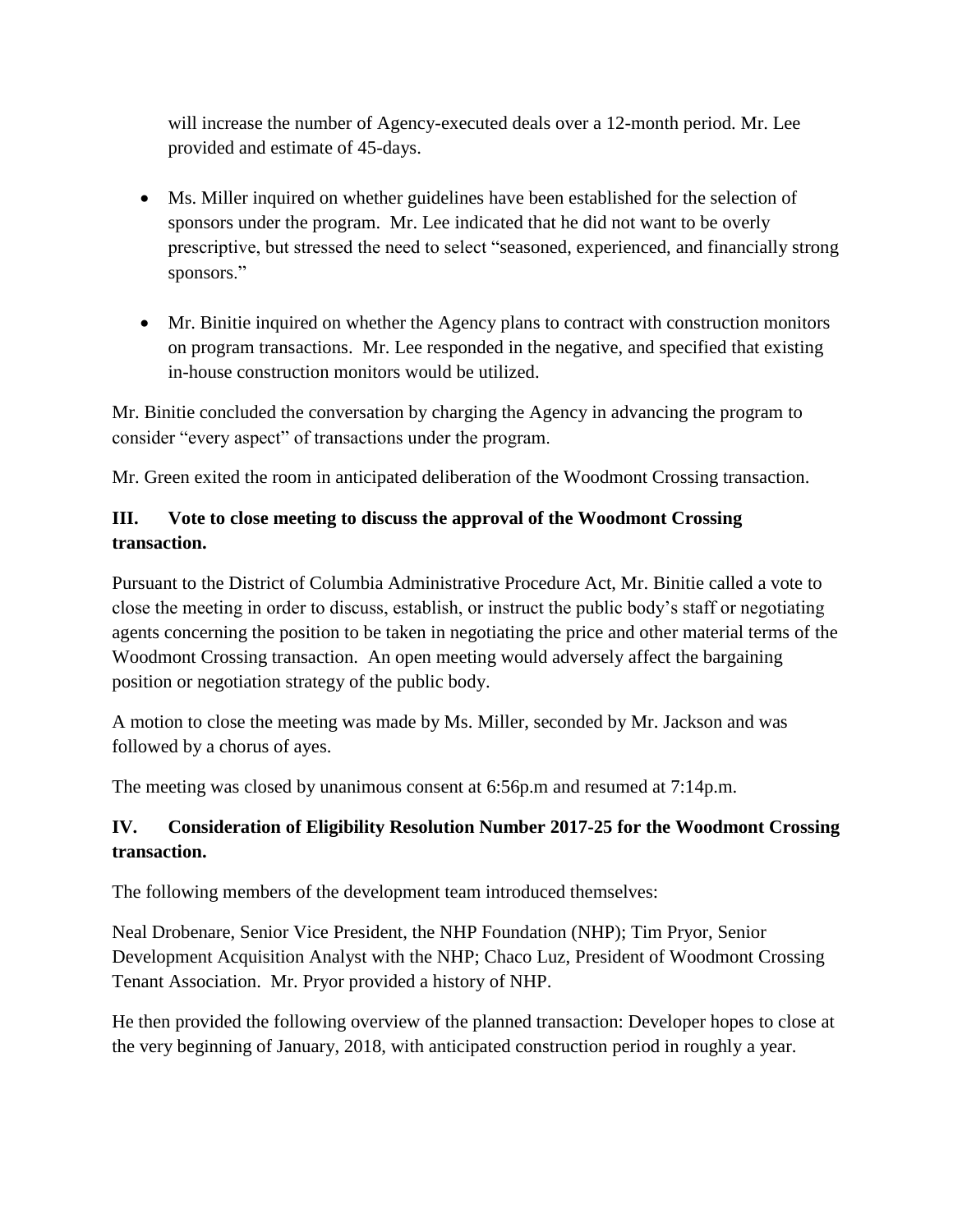will increase the number of Agency-executed deals over a 12-month period. Mr. Lee provided and estimate of 45-days.

- Ms. Miller inquired on whether guidelines have been established for the selection of sponsors under the program. Mr. Lee indicated that he did not want to be overly prescriptive, but stressed the need to select "seasoned, experienced, and financially strong sponsors."
- Mr. Binitie inquired on whether the Agency plans to contract with construction monitors on program transactions. Mr. Lee responded in the negative, and specified that existing in-house construction monitors would be utilized.

Mr. Binitie concluded the conversation by charging the Agency in advancing the program to consider "every aspect" of transactions under the program.

Mr. Green exited the room in anticipated deliberation of the Woodmont Crossing transaction.

## III. Vote to close meeting to discuss the approval of the Woodmont Crossing transaction.

Pursuant to the District of Columbia Administrative Procedure Act, Mr. Binitie called a vote to close the meeting in order to discuss, establish, or instruct the public body's staff or negotiating agents concerning the position to be taken in negotiating the price and other material terms of the Woodmont Crossing transaction. An open meeting would adversely affect the bargaining position or negotiation strategy of the public body.

A motion to close the meeting was made by Ms. Miller, seconded by Mr. Jackson and was followed by a chorus of ayes.

The meeting was closed by unanimous consent at 6:56p.m and resumed at 7:14p.m.

## IV. Consideration of Eligibility Resolution Number 2017-25 for the Woodmont Crossing transaction.

The following members of the development team introduced themselves:

Neal Drobenare, Senior Vice President, the NHP Foundation (NHP); Tim Pryor, Senior Development Acquisition Analyst with the NHP; Chaco Luz, President of Woodmont Crossing Tenant Association. Mr. Pryor provided a history of NHP.

He then provided the following overview of the planned transaction: Developer hopes to close at the very beginning of January, 2018, with anticipated construction period in roughly a year.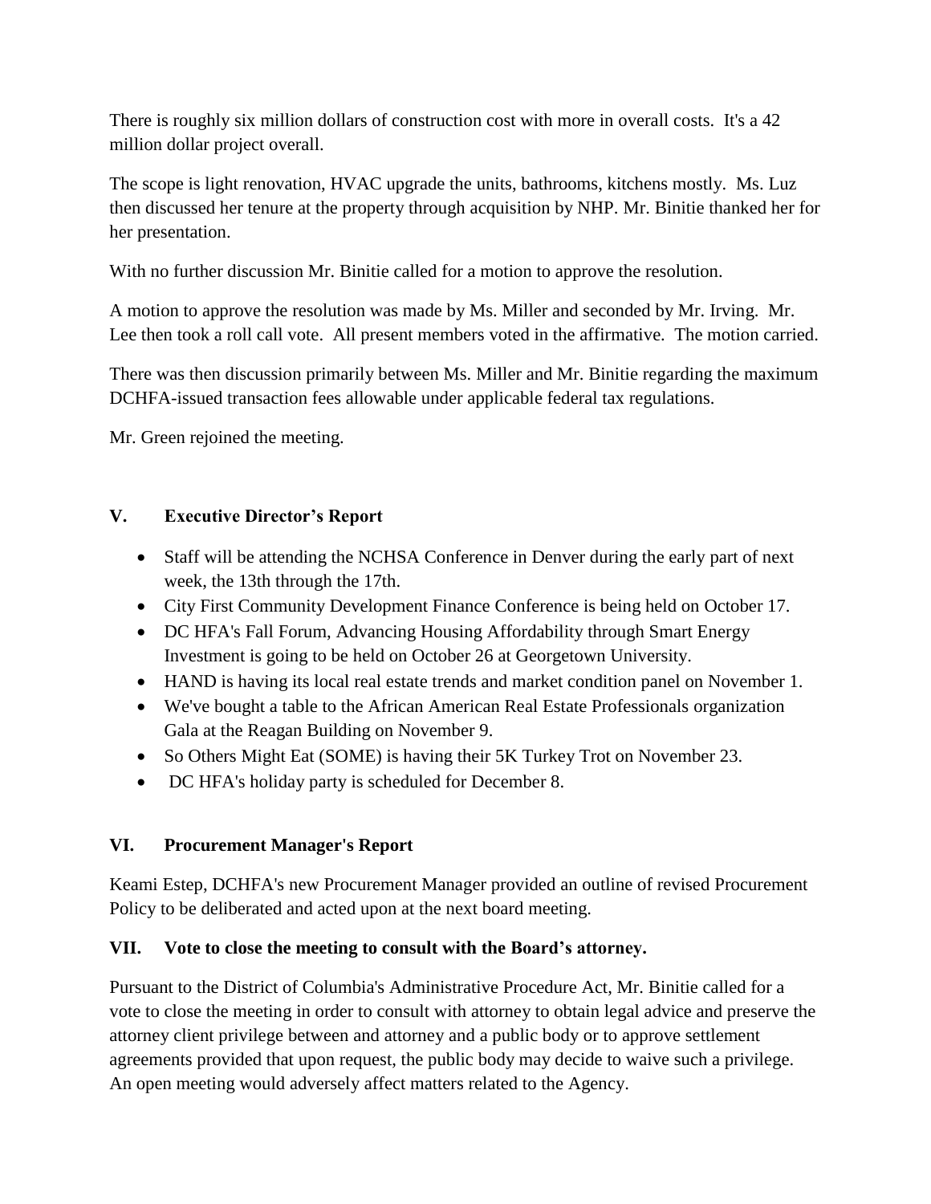There is roughly six million dollars of construction cost with more in overall costs. It's a 42 million dollar project overall.

The scope is light renovation, HVAC upgrade the units, bathrooms, kitchens mostly. Ms. Luz then discussed her tenure at the property through acquisition by NHP. Mr. Binitie thanked her for her presentation.

With no further discussion Mr. Binitie called for a motion to approve the resolution.

A motion to approve the resolution was made by Ms. Miller and seconded by Mr. Irving. Mr. Lee then took a roll call vote. All present members voted in the affirmative. The motion carried.

There was then discussion primarily between Ms. Miller and Mr. Binitie regarding the maximum DCHFA-issued transaction fees allowable under applicable federal tax regulations.

Mr. Green rejoined the meeting.

## V. Executive Director's Report

- Staff will be attending the NCHSA Conference in Denver during the early part of next week, the 13th through the 17th.
- City First Community Development Finance Conference is being held on October 17.
- DC HFA's Fall Forum, Advancing Housing Affordability through Smart Energy Investment is going to be held on October 26 at Georgetown University.
- HAND is having its local real estate trends and market condition panel on November 1.
- We've bought a table to the African American Real Estate Professionals organization Gala at the Reagan Building on November 9.
- So Others Might Eat (SOME) is having their 5K Turkey Trot on November 23.
- DC HFA's holiday party is scheduled for December 8.

## VI. Procurement Manager's Report

Keami Estep, DCHFA's new Procurement Manager provided an outline of revised Procurement Policy to be deliberated and acted upon at the next board meeting.

## VII. Vote to close the meeting to consult with the Board's attorney.

Pursuant to the District of Columbia's Administrative Procedure Act, Mr. Binitie called for a vote to close the meeting in order to consult with attorney to obtain legal advice and preserve the attorney client privilege between and attorney and a public body or to approve settlement agreements provided that upon request, the public body may decide to waive such a privilege. An open meeting would adversely affect matters related to the Agency.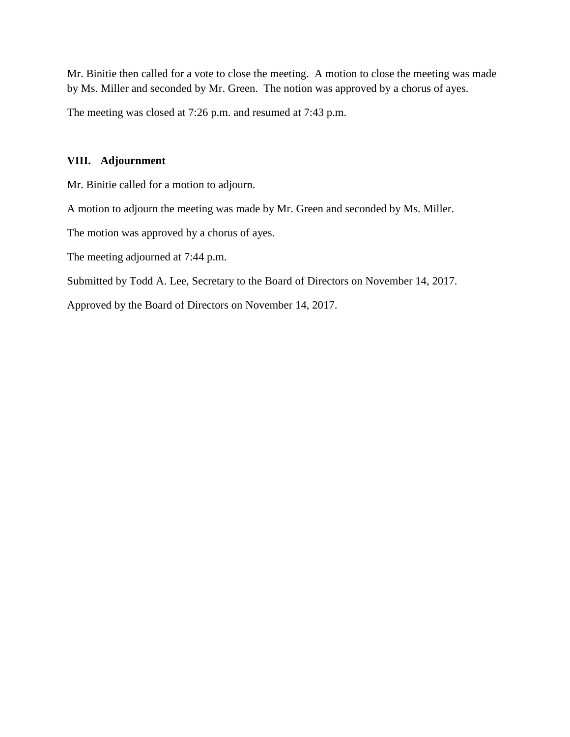Mr. Binitie then called for a vote to close the meeting. A motion to close the meeting was made by Ms. Miller and seconded by Mr. Green. The notion was approved by a chorus of ayes.

The meeting was closed at 7:26 p.m. and resumed at 7:43 p.m.

## VIII. Adjournment

Mr. Binitie called for a motion to adjourn.

A motion to adjourn the meeting was made by Mr. Green and seconded by Ms. Miller.

The motion was approved by a chorus of ayes.

The meeting adjourned at 7:44 p.m.

Submitted by Todd A. Lee, Secretary to the Board of Directors on November 14, 2017.

Approved by the Board of Directors on November 14, 2017.